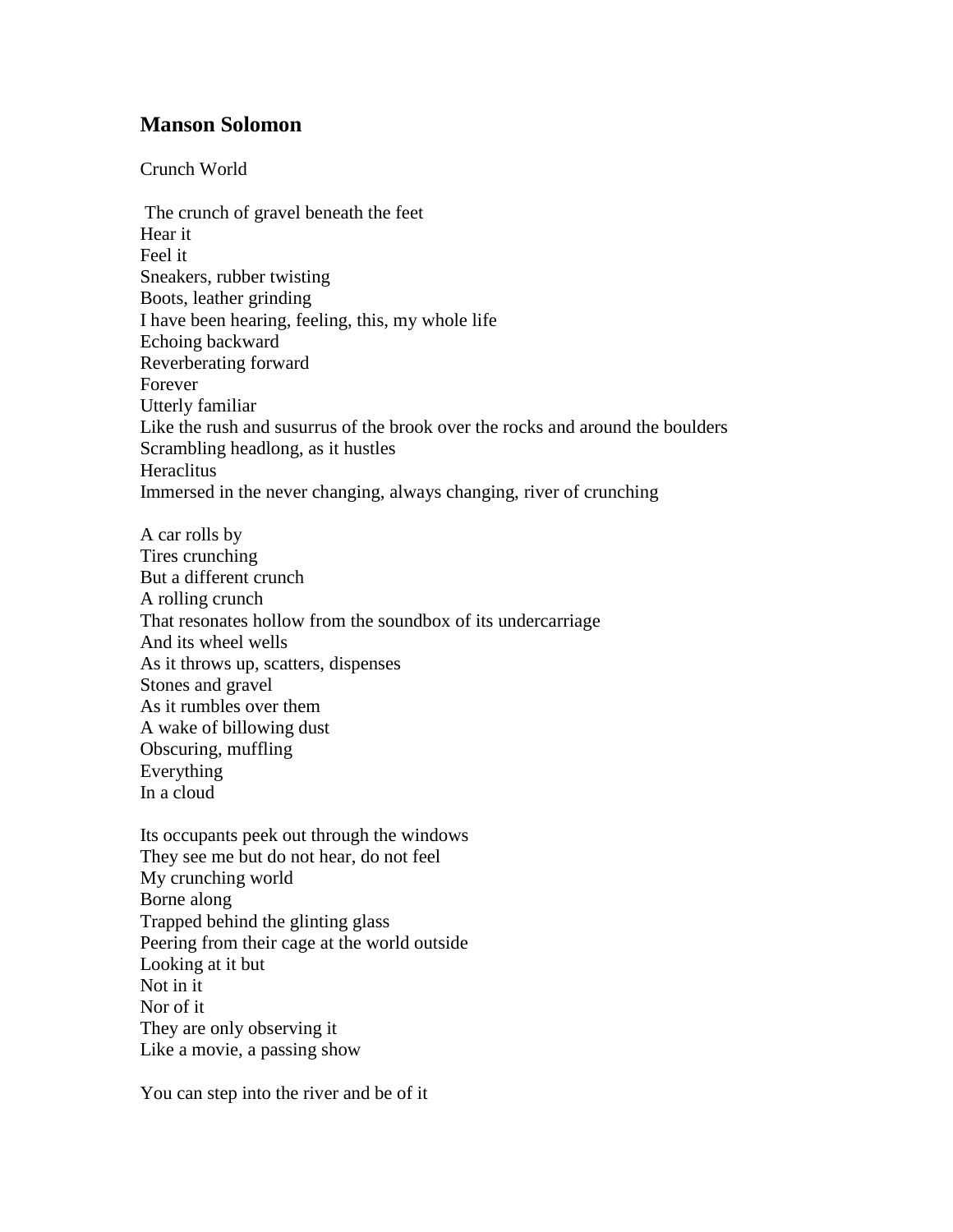## Manson Solomon

Crunch World

The crunch of gravel beneath the feet  
Hear it  
Feel it  
Sneakers, rubber twisting  
Boots, leather grinding  
I have been hearing, feeling, this, my whole life  
Echoing backward  
Reverberating forward  
Forever  
Utterly familiar  
Like the rush and susurrus of the brook over the rocks and around the boulders  
Scrambling headlong, as it hustles  
Heraclitus  
Immersed in the never changing, always changing, river of crunching

A car rolls by  
Tires crunching  
But a different crunch  
A rolling crunch  
That resonates hollow from the soundbox of its undercarriage  
And its wheel wells  
As it throws up, scatters, dispenses  
Stones and gravel  
As it rumbles over them  
A wake of billowing dust  
Obscuring, muffling  
Everything  
In a cloud

Its occupants peek out through the windows  
They see me but do not hear, do not feel  
My crunching world  
Borne along  
Trapped behind the glinting glass  
Peering from their cage at the world outside  
Looking at it but  
Not in it  
Nor of it  
They are only observing it  
Like a movie, a passing show

You can step into the river and be of it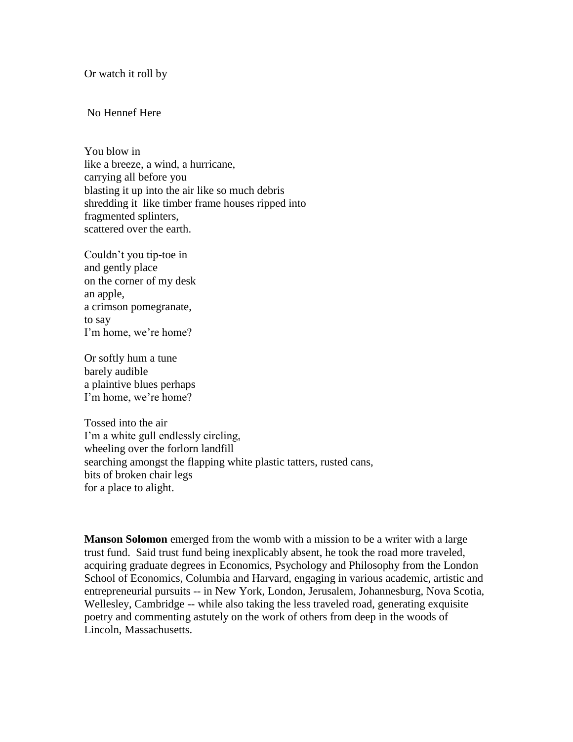Or watch it roll by

## No Hennef Here

You blow in  
like a breeze, a wind, a hurricane,  
carrying all before you  
blasting it up into the air like so much debris  
shredding it like timber frame houses ripped into  
fragmented splinters,  
scattered over the earth.

Couldn't you tip-toe in  
and gently place  
on the corner of my desk  
an apple,  
a crimson pomegranate,  
to say  
I'm home, we're home?

Or softly hum a tune  
barely audible  
a plaintive blues perhaps  
I'm home, we're home?

Tossed into the air  
I'm a white gull endlessly circling,  
wheeling over the forlorn landfill  
searching amongst the flapping white plastic tatters, rusted cans,  
bits of broken chair legs  
for a place to alight.

**Manson Solomon** emerged from the womb with a mission to be a writer with a large trust fund. Said trust fund being inexplicably absent, he took the road more traveled, acquiring graduate degrees in Economics, Psychology and Philosophy from the London School of Economics, Columbia and Harvard, engaging in various academic, artistic and entrepreneurial pursuits -- in New York, London, Jerusalem, Johannesburg, Nova Scotia, Wellesley, Cambridge -- while also taking the less traveled road, generating exquisite poetry and commenting astutely on the work of others from deep in the woods of Lincoln, Massachusetts.